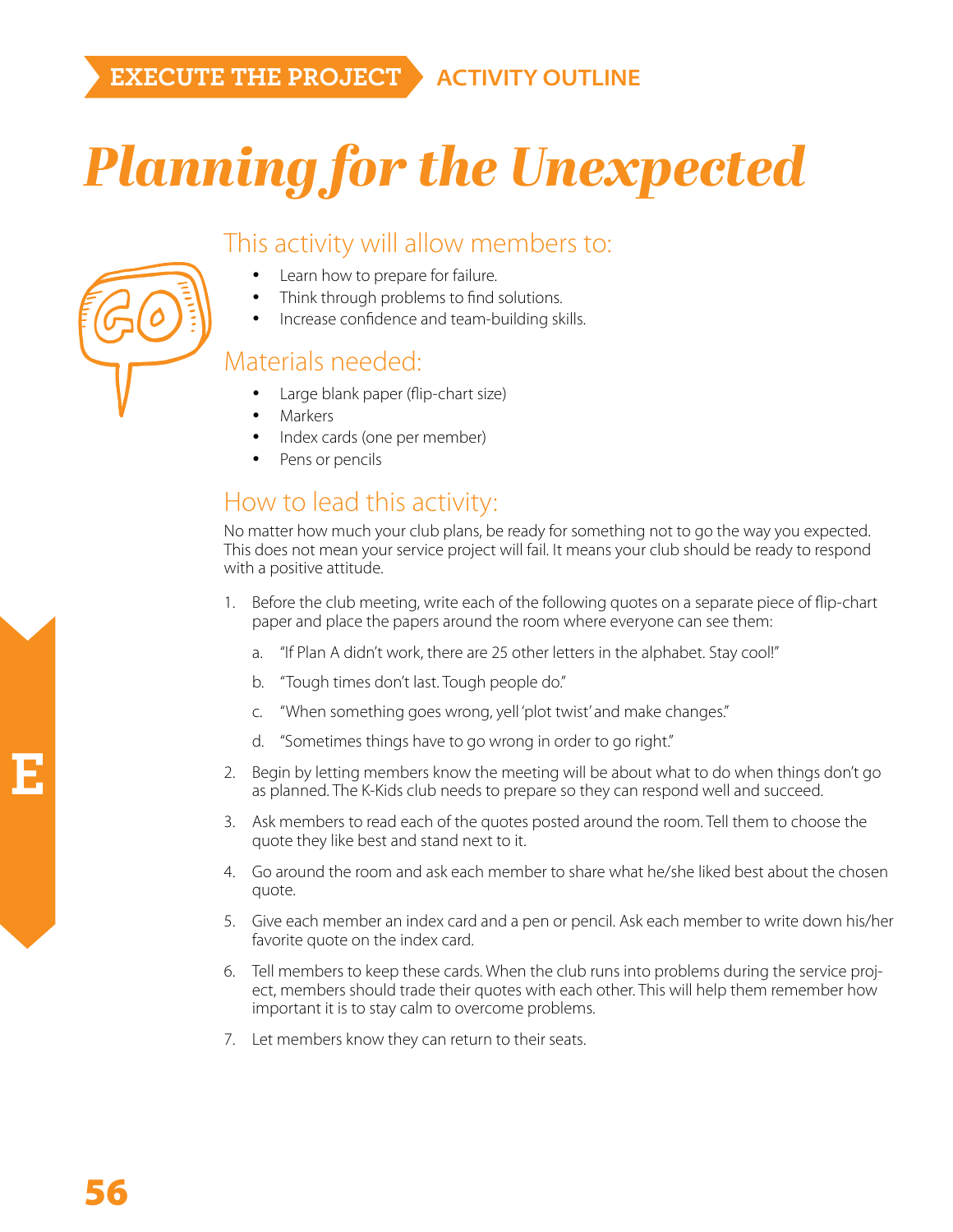EXECUTE THE PROJECT | ACTIVITY OUTLINE

# *Planning for the Unexpected*

## This activity will allow members to:

- Learn how to prepare for failure.
- Think through problems to find solutions.
- Increase confidence and team-building skills.

## Materials needed:

- Large blank paper (flip-chart size)
- Markers
- Index cards (one per member)
- Pens or pencils

## How to lead this activity:

No matter how much your club plans, be ready for something not to go the way you expected. This does not mean your service project will fail. It means your club should be ready to respond with a positive attitude.

1. Before the club meeting, write each of the following quotes on a separate piece of flip-chart paper and place the papers around the room where everyone can see them:

   a. "If Plan A didn't work, there are 25 other letters in the alphabet. Stay cool!"

   b. "Tough times don't last. Tough people do."

   c. "When something goes wrong, yell 'plot twist' and make changes."

   d. "Sometimes things have to go wrong in order to go right."

2. Begin by letting members know the meeting will be about what to do when things don't go as planned. The K-Kids club needs to prepare so they can respond well and succeed.

3. Ask members to read each of the quotes posted around the room. Tell them to choose the quote they like best and stand next to it.

4. Go around the room and ask each member to share what he/she liked best about the chosen quote.

5. Give each member an index card and a pen or pencil. Ask each member to write down his/her favorite quote on the index card.

6. Tell members to keep these cards. When the club runs into problems during the service project, members should trade their quotes with each other. This will help them remember how important it is to stay calm to overcome problems.

7. Let members know they can return to their seats.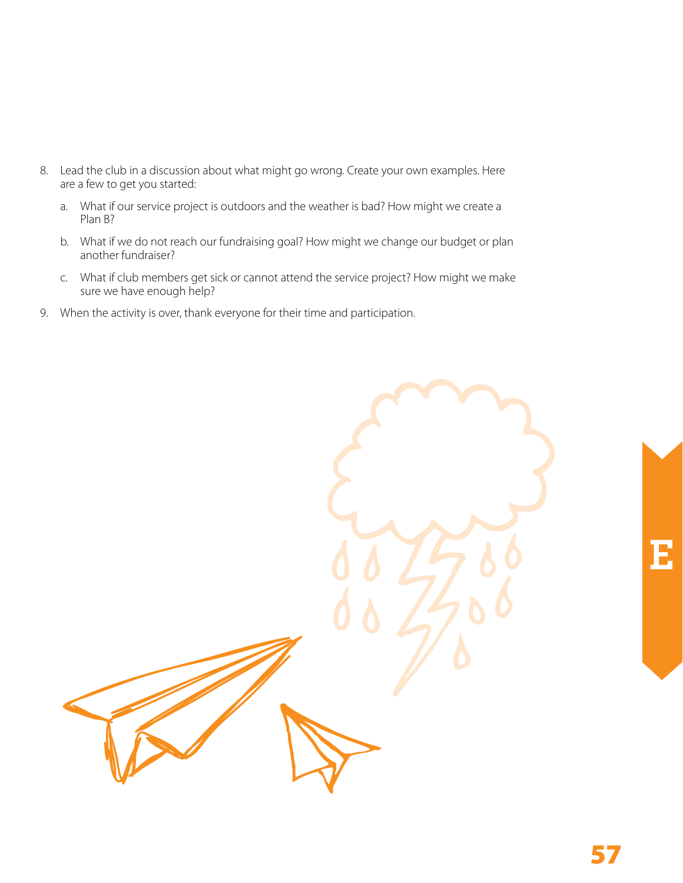8. Lead the club in a discussion about what might go wrong. Create your own examples. Here are a few to get you started:
   a. What if our service project is outdoors and the weather is bad? How might we create a Plan B?
   b. What if we do not reach our fundraising goal? How might we change our budget or plan another fundraiser?
   c. What if club members get sick or cannot attend the service project? How might we make sure we have enough help?
9. When the activity is over, thank everyone for their time and participation.